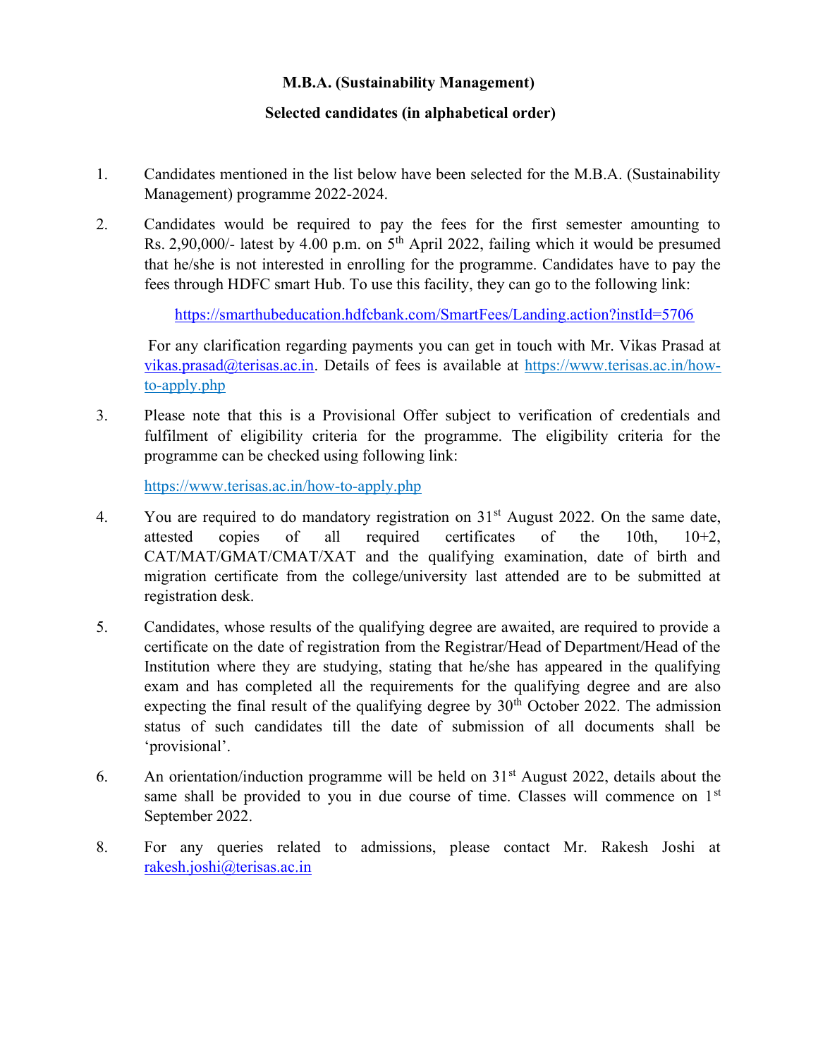**M.B.A. (Sustainability Management)**

**Selected candidates (in alphabetical order)**

1. Candidates mentioned in the list below have been selected for the M.B.A. (Sustainability Management) programme 2022-2024.

2. Candidates would be required to pay the fees for the first semester amounting to Rs. 2,90,000/- latest by 4.00 p.m. on 5th April 2022, failing which it would be presumed that he/she is not interested in enrolling for the programme. Candidates have to pay the fees through HDFC smart Hub. To use this facility, they can go to the following link:

   https://smarthubeducation.hdfcbank.com/SmartFees/Landing.action?instId=5706

   For any clarification regarding payments you can get in touch with Mr. Vikas Prasad at vikas.prasad@terisas.ac.in. Details of fees is available at https://www.terisas.ac.in/how-to-apply.php

3. Please note that this is a Provisional Offer subject to verification of credentials and fulfilment of eligibility criteria for the programme. The eligibility criteria for the programme can be checked using following link:

   https://www.terisas.ac.in/how-to-apply.php

4. You are required to do mandatory registration on 31st August 2022. On the same date, attested copies of all required certificates of the 10th, 10+2, CAT/MAT/GMAT/CMAT/XAT and the qualifying examination, date of birth and migration certificate from the college/university last attended are to be submitted at registration desk.

5. Candidates, whose results of the qualifying degree are awaited, are required to provide a certificate on the date of registration from the Registrar/Head of Department/Head of the Institution where they are studying, stating that he/she has appeared in the qualifying exam and has completed all the requirements for the qualifying degree and are also expecting the final result of the qualifying degree by 30th October 2022. The admission status of such candidates till the date of submission of all documents shall be 'provisional'.

6. An orientation/induction programme will be held on 31st August 2022, details about the same shall be provided to you in due course of time. Classes will commence on 1st September 2022.

8. For any queries related to admissions, please contact Mr. Rakesh Joshi at rakesh.joshi@terisas.ac.in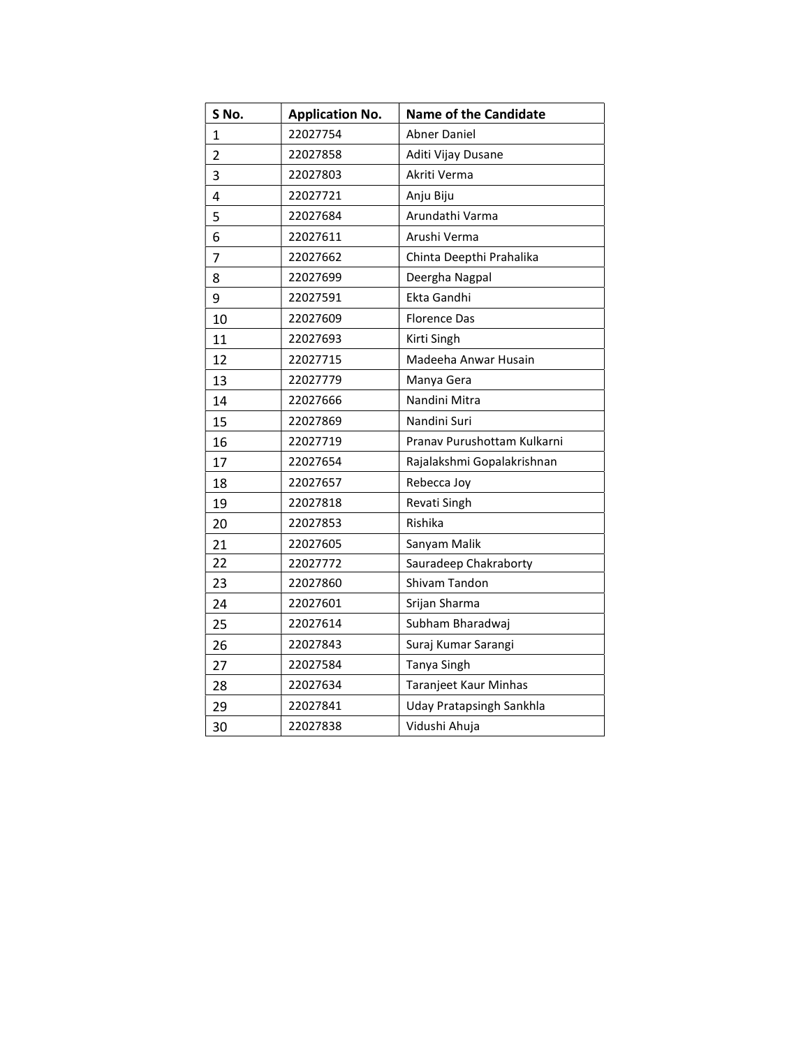| S No. | Application No. | Name of the Candidate |
|---|---|---|
| 1 | 22027754 | Abner Daniel |
| 2 | 22027858 | Aditi Vijay Dusane |
| 3 | 22027803 | Akriti Verma |
| 4 | 22027721 | Anju Biju |
| 5 | 22027684 | Arundathi Varma |
| 6 | 22027611 | Arushi Verma |
| 7 | 22027662 | Chinta Deepthi Prahalika |
| 8 | 22027699 | Deergha Nagpal |
| 9 | 22027591 | Ekta Gandhi |
| 10 | 22027609 | Florence Das |
| 11 | 22027693 | Kirti Singh |
| 12 | 22027715 | Madeeha Anwar Husain |
| 13 | 22027779 | Manya Gera |
| 14 | 22027666 | Nandini Mitra |
| 15 | 22027869 | Nandini Suri |
| 16 | 22027719 | Pranav Purushottam Kulkarni |
| 17 | 22027654 | Rajalakshmi Gopalakrishnan |
| 18 | 22027657 | Rebecca Joy |
| 19 | 22027818 | Revati Singh |
| 20 | 22027853 | Rishika |
| 21 | 22027605 | Sanyam Malik |
| 22 | 22027772 | Sauradeep Chakraborty |
| 23 | 22027860 | Shivam Tandon |
| 24 | 22027601 | Srijan Sharma |
| 25 | 22027614 | Subham Bharadwaj |
| 26 | 22027843 | Suraj Kumar Sarangi |
| 27 | 22027584 | Tanya Singh |
| 28 | 22027634 | Taranjeet Kaur Minhas |
| 29 | 22027841 | Uday Pratapsingh Sankhla |
| 30 | 22027838 | Vidushi Ahuja |